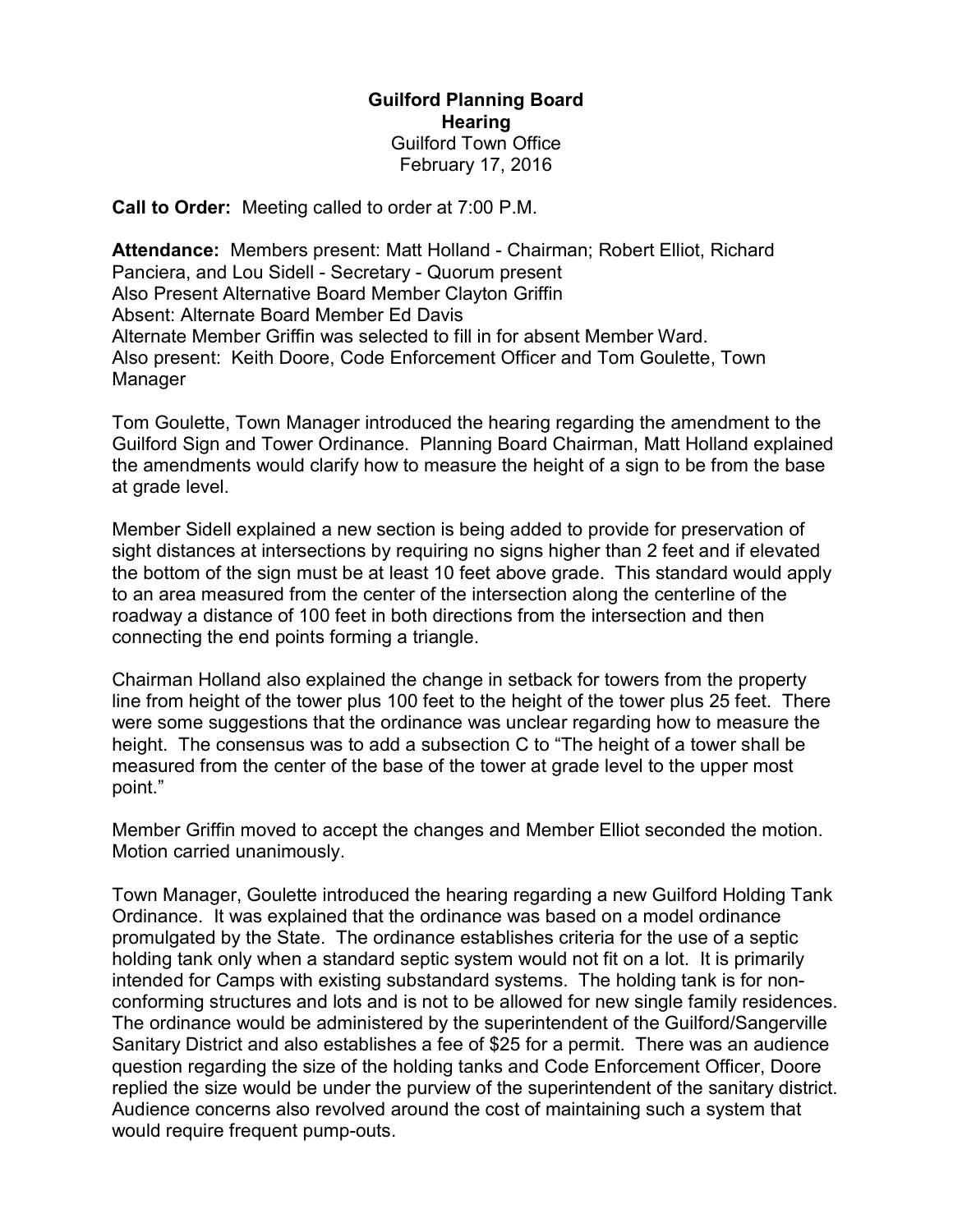**Guilford Planning Board**
**Hearing**
Guilford Town Office
February 17, 2016

**Call to Order:** Meeting called to order at 7:00 P.M.

**Attendance:** Members present: Matt Holland - Chairman; Robert Elliot, Richard Panciera, and Lou Sidell - Secretary - Quorum present
Also Present Alternative Board Member Clayton Griffin
Absent: Alternate Board Member Ed Davis
Alternate Member Griffin was selected to fill in for absent Member Ward.
Also present: Keith Doore, Code Enforcement Officer and Tom Goulette, Town Manager

Tom Goulette, Town Manager introduced the hearing regarding the amendment to the Guilford Sign and Tower Ordinance. Planning Board Chairman, Matt Holland explained the amendments would clarify how to measure the height of a sign to be from the base at grade level.

Member Sidell explained a new section is being added to provide for preservation of sight distances at intersections by requiring no signs higher than 2 feet and if elevated the bottom of the sign must be at least 10 feet above grade. This standard would apply to an area measured from the center of the intersection along the centerline of the roadway a distance of 100 feet in both directions from the intersection and then connecting the end points forming a triangle.

Chairman Holland also explained the change in setback for towers from the property line from height of the tower plus 100 feet to the height of the tower plus 25 feet. There were some suggestions that the ordinance was unclear regarding how to measure the height. The consensus was to add a subsection C to "The height of a tower shall be measured from the center of the base of the tower at grade level to the upper most point."

Member Griffin moved to accept the changes and Member Elliot seconded the motion. Motion carried unanimously.

Town Manager, Goulette introduced the hearing regarding a new Guilford Holding Tank Ordinance. It was explained that the ordinance was based on a model ordinance promulgated by the State. The ordinance establishes criteria for the use of a septic holding tank only when a standard septic system would not fit on a lot. It is primarily intended for Camps with existing substandard systems. The holding tank is for non-conforming structures and lots and is not to be allowed for new single family residences. The ordinance would be administered by the superintendent of the Guilford/Sangerville Sanitary District and also establishes a fee of $25 for a permit. There was an audience question regarding the size of the holding tanks and Code Enforcement Officer, Doore replied the size would be under the purview of the superintendent of the sanitary district. Audience concerns also revolved around the cost of maintaining such a system that would require frequent pump-outs.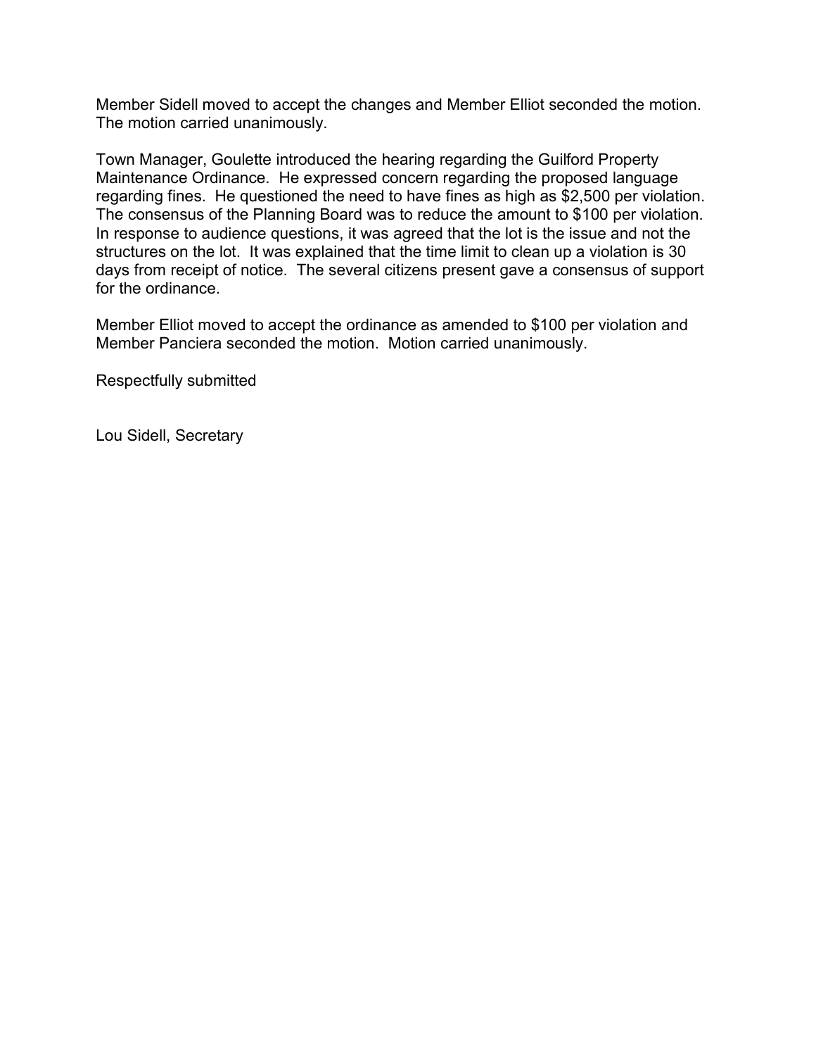Member Sidell moved to accept the changes and Member Elliot seconded the motion. The motion carried unanimously.

Town Manager, Goulette introduced the hearing regarding the Guilford Property Maintenance Ordinance. He expressed concern regarding the proposed language regarding fines. He questioned the need to have fines as high as $2,500 per violation. The consensus of the Planning Board was to reduce the amount to $100 per violation. In response to audience questions, it was agreed that the lot is the issue and not the structures on the lot. It was explained that the time limit to clean up a violation is 30 days from receipt of notice. The several citizens present gave a consensus of support for the ordinance.

Member Elliot moved to accept the ordinance as amended to $100 per violation and Member Panciera seconded the motion. Motion carried unanimously.

Respectfully submitted

Lou Sidell, Secretary